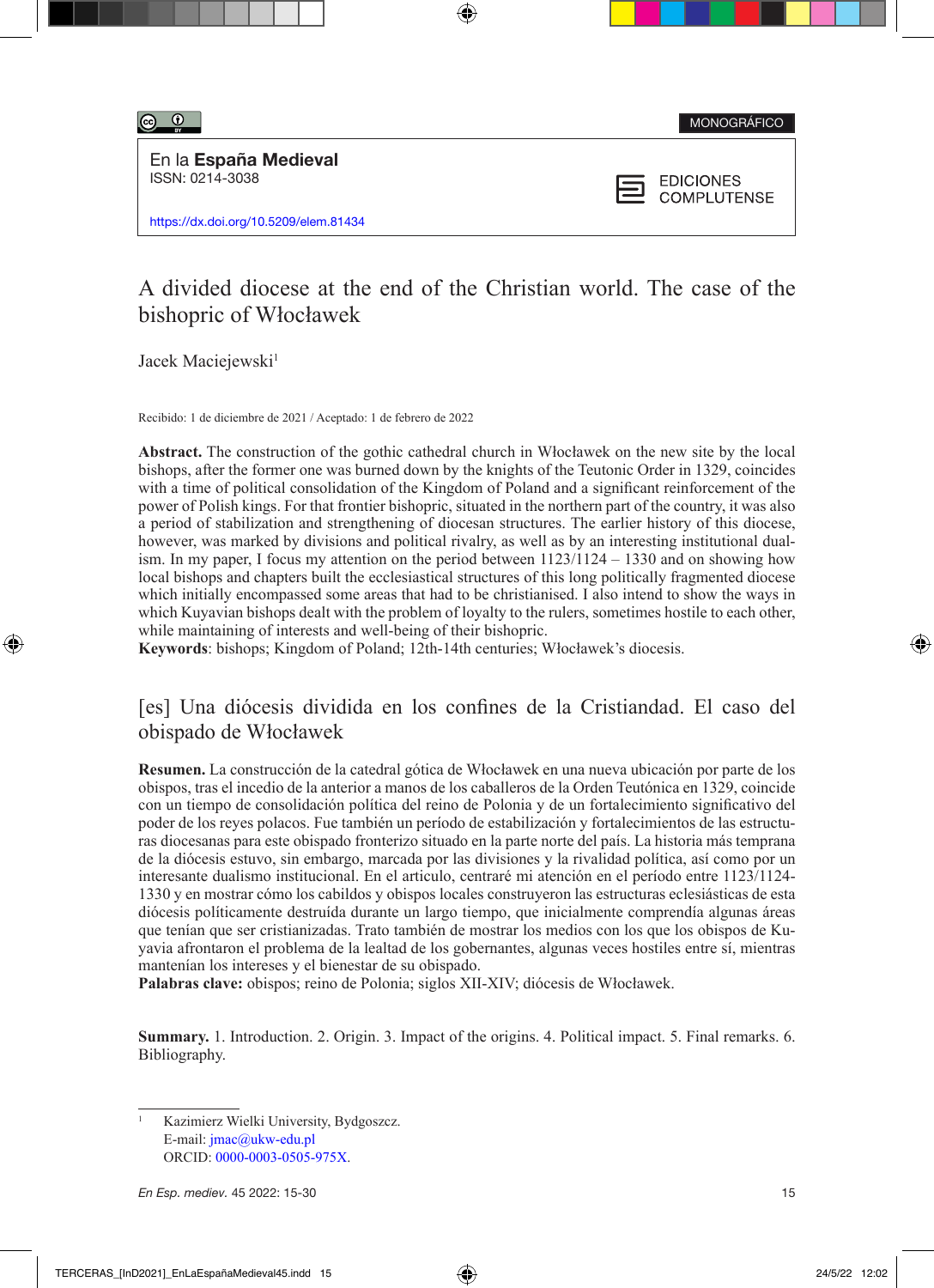MONOGRÁFICO

En la **España Medieval**
ISSN: 0214-3038

https://dx.doi.org/10.5209/elem.81434

EDICIONES COMPLUTENSE

# A divided diocese at the end of the Christian world. The case of the bishopric of Włocławek

Jacek Maciejewski[1]

Recibido: 1 de diciembre de 2021 / Aceptado: 1 de febrero de 2022

**Abstract.** The construction of the gothic cathedral church in Włocławek on the new site by the local bishops, after the former one was burned down by the knights of the Teutonic Order in 1329, coincides with a time of political consolidation of the Kingdom of Poland and a significant reinforcement of the power of Polish kings. For that frontier bishopric, situated in the northern part of the country, it was also a period of stabilization and strengthening of diocesan structures. The earlier history of this diocese, however, was marked by divisions and political rivalry, as well as by an interesting institutional dualism. In my paper, I focus my attention on the period between 1123/1124 – 1330 and on showing how local bishops and chapters built the ecclesiastical structures of this long politically fragmented diocese which initially encompassed some areas that had to be christianised. I also intend to show the ways in which Kuyavian bishops dealt with the problem of loyalty to the rulers, sometimes hostile to each other, while maintaining of interests and well-being of their bishopric.
**Keywords**: bishops; Kingdom of Poland; 12th-14th centuries; Włocławek's diocesis.

# [es] Una diócesis dividida en los confines de la Cristiandad. El caso del obispado de Włocławek

**Resumen.** La construcción de la catedral gótica de Włocławek en una nueva ubicación por parte de los obispos, tras el incedio de la anterior a manos de los caballeros de la Orden Teutónica en 1329, coincide con un tiempo de consolidación política del reino de Polonia y de un fortalecimiento significativo del poder de los reyes polacos. Fue también un período de estabilización y fortalecimientos de las estructuras diocesanas para este obispado fronterizo situado en la parte norte del país. La historia más temprana de la diócesis estuvo, sin embargo, marcada por las divisiones y la rivalidad política, así como por un interesante dualismo institucional. En el articulo, centraré mi atención en el período entre 1123/1124-1330 y en mostrar cómo los cabildos y obispos locales construyeron las estructuras eclesiásticas de esta diócesis políticamente destruída durante un largo tiempo, que inicialmente comprendía algunas áreas que tenían que ser cristianizadas. Trato también de mostrar los medios con los que los obispos de Kuyavia afrontaron el problema de la lealtad de los gobernantes, algunas veces hostiles entre sí, mientras mantenían los intereses y el bienestar de su obispado.
**Palabras clave:** obispos; reino de Polonia; siglos XII-XIV; diócesis de Włocławek.

**Summary.** 1. Introduction. 2. Origin. 3. Impact of the origins. 4. Political impact. 5. Final remarks. 6. Bibliography.

---

[1] Kazimierz Wielki University, Bydgoszcz.
E-mail: jmac@ukw-edu.pl
ORCID: 0000-0003-0505-975X.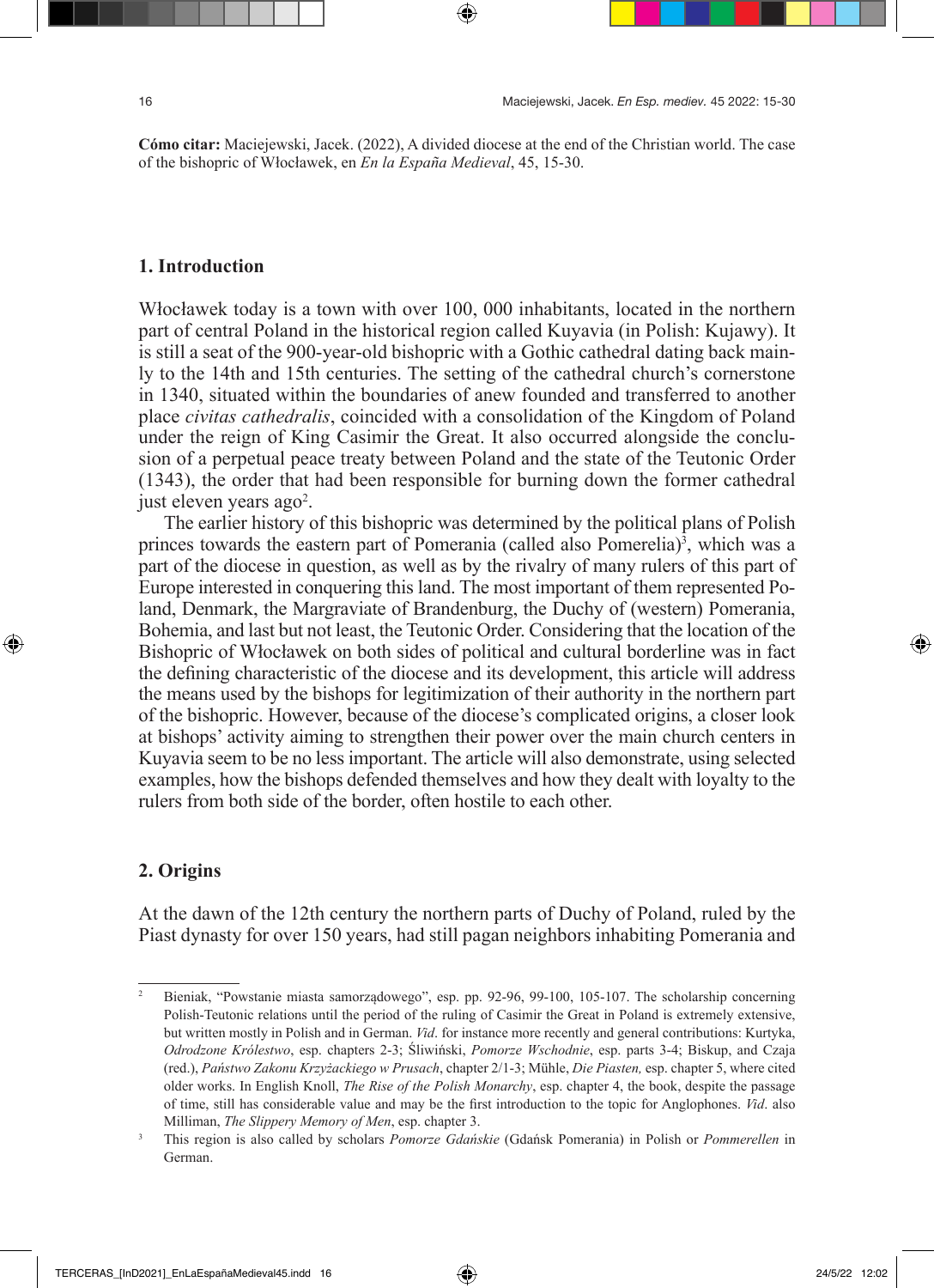**Cómo citar:** Maciejewski, Jacek. (2022), A divided diocese at the end of the Christian world. The case of the bishopric of Włocławek, en *En la España Medieval*, 45, 15-30.

## 1. Introduction

Włocławek today is a town with over 100, 000 inhabitants, located in the northern part of central Poland in the historical region called Kuyavia (in Polish: Kujawy). It is still a seat of the 900-year-old bishopric with a Gothic cathedral dating back mainly to the 14th and 15th centuries. The setting of the cathedral church's cornerstone in 1340, situated within the boundaries of anew founded and transferred to another place *civitas cathedralis*, coincided with a consolidation of the Kingdom of Poland under the reign of King Casimir the Great. It also occurred alongside the conclusion of a perpetual peace treaty between Poland and the state of the Teutonic Order (1343), the order that had been responsible for burning down the former cathedral just eleven years ago[2].

The earlier history of this bishopric was determined by the political plans of Polish princes towards the eastern part of Pomerania (called also Pomerelia)[3], which was a part of the diocese in question, as well as by the rivalry of many rulers of this part of Europe interested in conquering this land. The most important of them represented Poland, Denmark, the Margraviate of Brandenburg, the Duchy of (western) Pomerania, Bohemia, and last but not least, the Teutonic Order. Considering that the location of the Bishopric of Włocławek on both sides of political and cultural borderline was in fact the defining characteristic of the diocese and its development, this article will address the means used by the bishops for legitimization of their authority in the northern part of the bishopric. However, because of the diocese's complicated origins, a closer look at bishops' activity aiming to strengthen their power over the main church centers in Kuyavia seem to be no less important. The article will also demonstrate, using selected examples, how the bishops defended themselves and how they dealt with loyalty to the rulers from both side of the border, often hostile to each other.

## 2. Origins

At the dawn of the 12th century the northern parts of Duchy of Poland, ruled by the Piast dynasty for over 150 years, had still pagan neighbors inhabiting Pomerania and

---

[2] Bieniak, "Powstanie miasta samorządowego", esp. pp. 92-96, 99-100, 105-107. The scholarship concerning Polish-Teutonic relations until the period of the ruling of Casimir the Great in Poland is extremely extensive, but written mostly in Polish and in German. *Vid*. for instance more recently and general contributions: Kurtyka, *Odrodzone Królestwo*, esp. chapters 2-3; Śliwiński, *Pomorze Wschodnie*, esp. parts 3-4; Biskup, and Czaja (red.), *Państwo Zakonu Krzyżackiego w Prusach*, chapter 2/1-3; Mühle, *Die Piasten,* esp. chapter 5, where cited older works. In English Knoll, *The Rise of the Polish Monarchy*, esp. chapter 4, the book, despite the passage of time, still has considerable value and may be the first introduction to the topic for Anglophones. *Vid*. also Milliman, *The Slippery Memory of Men*, esp. chapter 3.

[3] This region is also called by scholars *Pomorze Gdańskie* (Gdańsk Pomerania) in Polish or *Pommerellen* in German.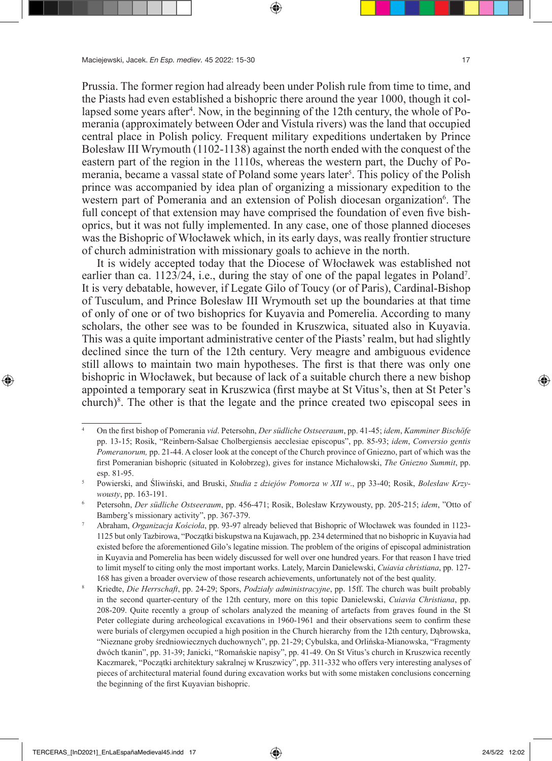Prussia. The former region had already been under Polish rule from time to time, and the Piasts had even established a bishopric there around the year 1000, though it collapsed some years after[4]. Now, in the beginning of the 12th century, the whole of Pomerania (approximately between Oder and Vistula rivers) was the land that occupied central place in Polish policy. Frequent military expeditions undertaken by Prince Bolesław III Wrymouth (1102-1138) against the north ended with the conquest of the eastern part of the region in the 1110s, whereas the western part, the Duchy of Pomerania, became a vassal state of Poland some years later[5]. This policy of the Polish prince was accompanied by idea plan of organizing a missionary expedition to the western part of Pomerania and an extension of Polish diocesan organization[6]. The full concept of that extension may have comprised the foundation of even five bishoprics, but it was not fully implemented. In any case, one of those planned dioceses was the Bishopric of Włocławek which, in its early days, was really frontier structure of church administration with missionary goals to achieve in the north.

It is widely accepted today that the Diocese of Włocławek was established not earlier than ca. 1123/24, i.e., during the stay of one of the papal legates in Poland[7]. It is very debatable, however, if Legate Gilo of Toucy (or of Paris), Cardinal-Bishop of Tusculum, and Prince Bolesław III Wrymouth set up the boundaries at that time of only of one or of two bishoprics for Kuyavia and Pomerelia. According to many scholars, the other see was to be founded in Kruszwica, situated also in Kuyavia. This was a quite important administrative center of the Piasts' realm, but had slightly declined since the turn of the 12th century. Very meagre and ambiguous evidence still allows to maintain two main hypotheses. The first is that there was only one bishopric in Włocławek, but because of lack of a suitable church there a new bishop appointed a temporary seat in Kruszwica (first maybe at St Vitus's, then at St Peter's church)[8]. The other is that the legate and the prince created two episcopal sees in

---

[4] On the first bishop of Pomerania *vid*. Petersohn, *Der südliche Ostseeraum*, pp. 41-45; *idem*, *Kamminer Bischöfe* pp. 13-15; Rosik, "Reinbern-Salsae Cholbergiensis aecclesiae episcopus", pp. 85-93; *idem*, *Conversio gentis Pomeranorum,* pp. 21-44. A closer look at the concept of the Church province of Gniezno, part of which was the first Pomeranian bishopric (situated in Kołobrzeg), gives for instance Michałowski, *The Gniezno Summit*, pp. esp. 81-95.

[5] Powierski, and Śliwiński, and Bruski, *Studia z dziejów Pomorza w XII w*., pp 33-40; Rosik, *Bolesław Krzywousty*, pp. 163-191.

[6] Petersohn, *Der südliche Ostseeraum*, pp. 456-471; Rosik, Bolesław Krzywousty, pp. 205-215; *idem*, "Otto of Bamberg's missionary activity", pp. 367-379.

[7] Abraham, *Organizacja Kościoła*, pp. 93-97 already believed that Bishopric of Włocławek was founded in 1123-1125 but only Tazbirowa, "Początki biskupstwa na Kujawach, pp. 234 determined that no bishopric in Kuyavia had existed before the aforementioned Gilo's legatine mission. The problem of the origins of episcopal administration in Kuyavia and Pomerelia has been widely discussed for well over one hundred years. For that reason I have tried to limit myself to citing only the most important works. Lately, Marcin Danielewski, *Cuiavia christiana*, pp. 127-168 has given a broader overview of those research achievements, unfortunately not of the best quality.

[8] Kriedte, *Die Herrschaft*, pp. 24-29; Spors, *Podziały administracyjne*, pp. 15ff. The church was built probably in the second quarter-century of the 12th century, more on this topic Danielewski, *Cuiavia Christiana*, pp. 208-209. Quite recently a group of scholars analyzed the meaning of artefacts from graves found in the St Peter collegiate during archeological excavations in 1960-1961 and their observations seem to confirm these were burials of clergymen occupied a high position in the Church hierarchy from the 12th century, Dąbrowska, "Nieznane groby średniowiecznych duchownych", pp. 21-29; Cybulska, and Orlińska-Mianowska, "Fragmenty dwóch tkanin", pp. 31-39; Janicki, "Romańskie napisy", pp. 41-49. On St Vitus's church in Kruszwica recently Kaczmarek, "Początki architektury sakralnej w Kruszwicy", pp. 311-332 who offers very interesting analyses of pieces of architectural material found during excavation works but with some mistaken conclusions concerning the beginning of the first Kuyavian bishopric.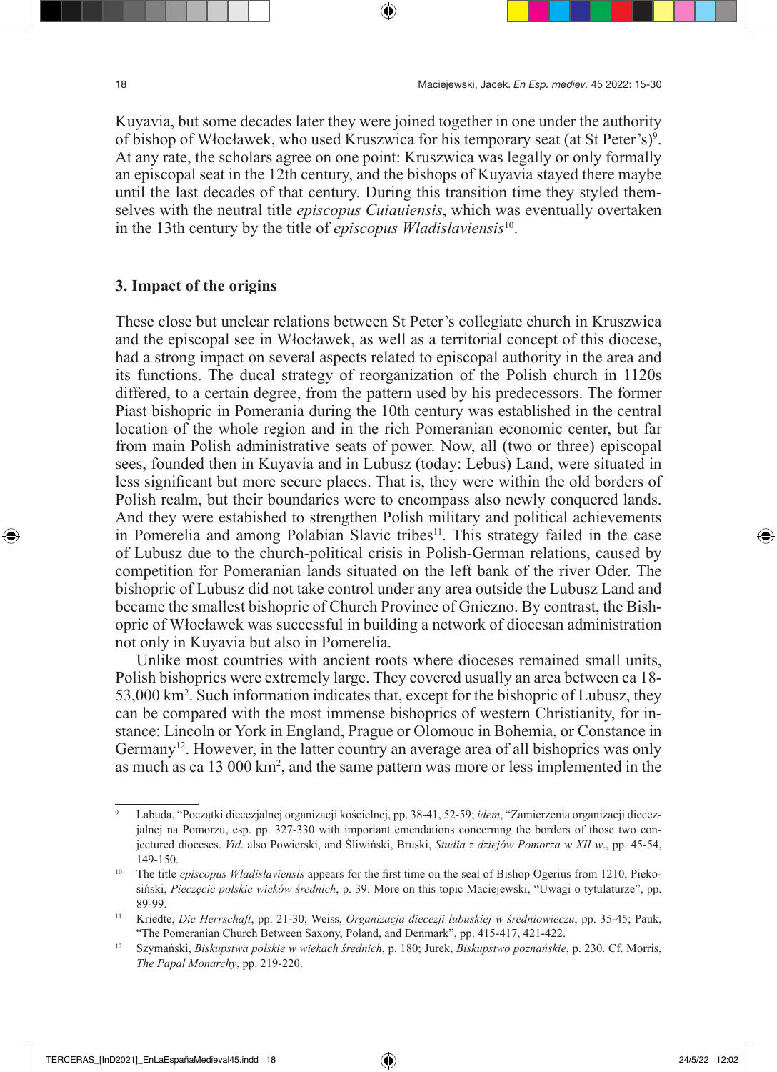Kuyavia, but some decades later they were joined together in one under the authority of bishop of Włocławek, who used Kruszwica for his temporary seat (at St Peter's)[9]. At any rate, the scholars agree on one point: Kruszwica was legally or only formally an episcopal seat in the 12th century, and the bishops of Kuyavia stayed there maybe until the last decades of that century. During this transition time they styled themselves with the neutral title *episcopus Cuiauiensis*, which was eventually overtaken in the 13th century by the title of *episcopus Wladislaviensis*[10].

## 3. Impact of the origins

These close but unclear relations between St Peter's collegiate church in Kruszwica and the episcopal see in Włocławek, as well as a territorial concept of this diocese, had a strong impact on several aspects related to episcopal authority in the area and its functions. The ducal strategy of reorganization of the Polish church in 1120s differed, to a certain degree, from the pattern used by his predecessors. The former Piast bishopric in Pomerania during the 10th century was established in the central location of the whole region and in the rich Pomeranian economic center, but far from main Polish administrative seats of power. Now, all (two or three) episcopal sees, founded then in Kuyavia and in Lubusz (today: Lebus) Land, were situated in less significant but more secure places. That is, they were within the old borders of Polish realm, but their boundaries were to encompass also newly conquered lands. And they were estabished to strengthen Polish military and political achievements in Pomerelia and among Polabian Slavic tribes[11]. This strategy failed in the case of Lubusz due to the church-political crisis in Polish-German relations, caused by competition for Pomeranian lands situated on the left bank of the river Oder. The bishopric of Lubusz did not take control under any area outside the Lubusz Land and became the smallest bishopric of Church Province of Gniezno. By contrast, the Bishopric of Włocławek was successful in building a network of diocesan administration not only in Kuyavia but also in Pomerelia.

Unlike most countries with ancient roots where dioceses remained small units, Polish bishoprics were extremely large. They covered usually an area between ca 18-53,000 km². Such information indicates that, except for the bishopric of Lubusz, they can be compared with the most immense bishoprics of western Christianity, for instance: Lincoln or York in England, Prague or Olomouc in Bohemia, or Constance in Germany[12]. However, in the latter country an average area of all bishoprics was only as much as ca 13 000 km², and the same pattern was more or less implemented in the

---

[9] Labuda, "Początki diecezjalnej organizacji kościelnej, pp. 38-41, 52-59; *idem*, "Zamierzenia organizacji diecezjalnej na Pomorzu, esp. pp. 327-330 with important emendations concerning the borders of those two conjectured dioceses. *Vid*. also Powierski, and Śliwiński, Bruski, *Studia z dziejów Pomorza w XII w*., pp. 45-54, 149-150.

[10] The title *episcopus Wladislaviensis* appears for the first time on the seal of Bishop Ogerius from 1210, Piekosiński, *Pieczęcie polskie wieków średnich*, p. 39. More on this topic Maciejewski, "Uwagi o tytulaturze", pp. 89-99.

[11] Kriedte, *Die Herrschaft*, pp. 21-30; Weiss, *Organizacja diecezji lubuskiej w średniowieczu*, pp. 35-45; Pauk, "The Pomeranian Church Between Saxony, Poland, and Denmark", pp. 415-417, 421-422.

[12] Szymański, *Biskupstwa polskie w wiekach średnich*, p. 180; Jurek, *Biskupstwo poznańskie*, p. 230. Cf. Morris, *The Papal Monarchy*, pp. 219-220.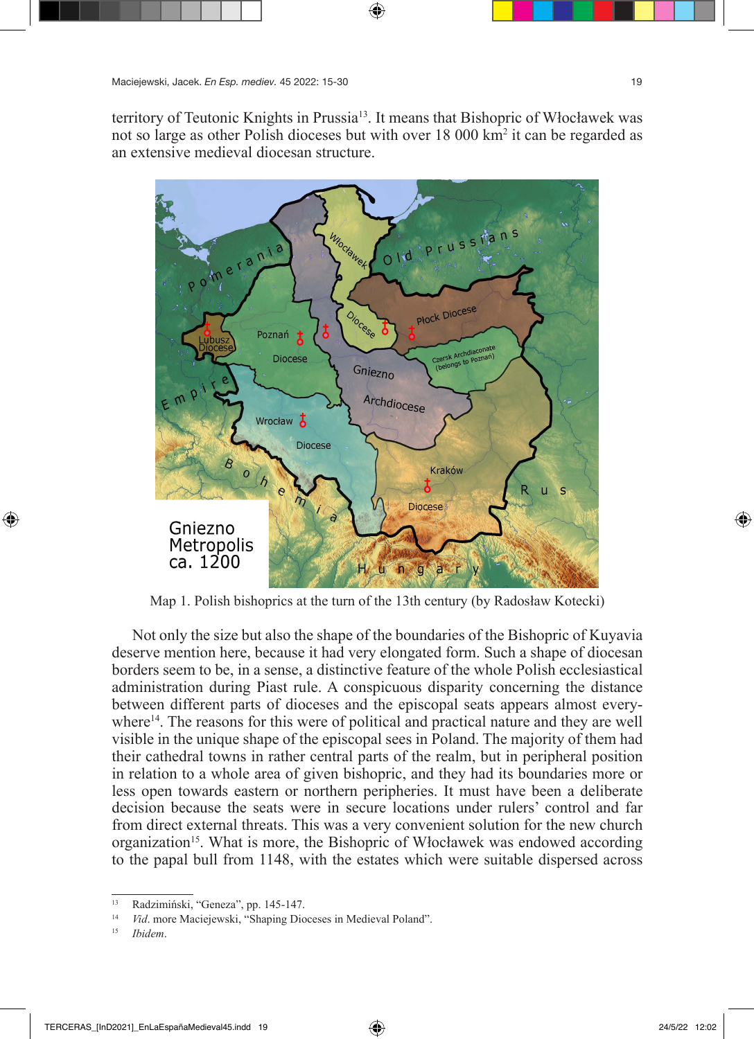territory of Teutonic Knights in Prussia[13]. It means that Bishopric of Włocławek was not so large as other Polish dioceses but with over 18 000 km$^2$ it can be regarded as an extensive medieval diocesan structure.

Map 1. Polish bishoprics at the turn of the 13th century (by Radosław Kotecki)

Not only the size but also the shape of the boundaries of the Bishopric of Kuyavia deserve mention here, because it had very elongated form. Such a shape of diocesan borders seem to be, in a sense, a distinctive feature of the whole Polish ecclesiastical administration during Piast rule. A conspicuous disparity concerning the distance between different parts of dioceses and the episcopal seats appears almost everywhere[14]. The reasons for this were of political and practical nature and they are well visible in the unique shape of the episcopal sees in Poland. The majority of them had their cathedral towns in rather central parts of the realm, but in peripheral position in relation to a whole area of given bishopric, and they had its boundaries more or less open towards eastern or northern peripheries. It must have been a deliberate decision because the seats were in secure locations under rulers' control and far from direct external threats. This was a very convenient solution for the new church organization[15]. What is more, the Bishopric of Włocławek was endowed according to the papal bull from 1148, with the estates which were suitable dispersed across

---

13 Radzimiński, "Geneza", pp. 145-147.

14 *Vid.* more Maciejewski, "Shaping Dioceses in Medieval Poland".

15 *Ibidem*.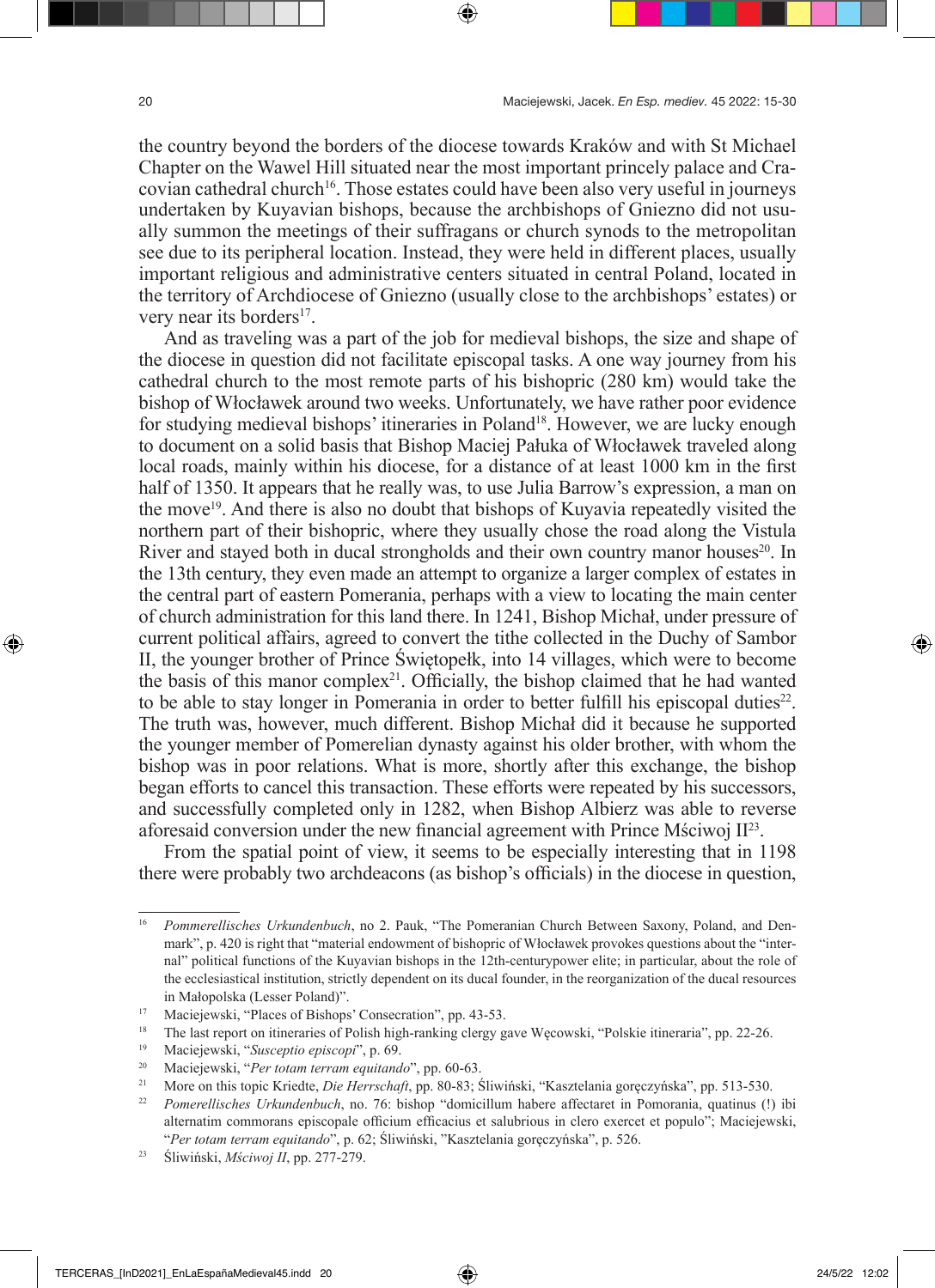the country beyond the borders of the diocese towards Kraków and with St Michael Chapter on the Wawel Hill situated near the most important princely palace and Cracovian cathedral church[16]. Those estates could have been also very useful in journeys undertaken by Kuyavian bishops, because the archbishops of Gniezno did not usually summon the meetings of their suffragans or church synods to the metropolitan see due to its peripheral location. Instead, they were held in different places, usually important religious and administrative centers situated in central Poland, located in the territory of Archdiocese of Gniezno (usually close to the archbishops' estates) or very near its borders[17].

And as traveling was a part of the job for medieval bishops, the size and shape of the diocese in question did not facilitate episcopal tasks. A one way journey from his cathedral church to the most remote parts of his bishopric (280 km) would take the bishop of Włocławek around two weeks. Unfortunately, we have rather poor evidence for studying medieval bishops' itineraries in Poland[18]. However, we are lucky enough to document on a solid basis that Bishop Maciej Pałuka of Włocławek traveled along local roads, mainly within his diocese, for a distance of at least 1000 km in the first half of 1350. It appears that he really was, to use Julia Barrow's expression, a man on the move[19]. And there is also no doubt that bishops of Kuyavia repeatedly visited the northern part of their bishopric, where they usually chose the road along the Vistula River and stayed both in ducal strongholds and their own country manor houses[20]. In the 13th century, they even made an attempt to organize a larger complex of estates in the central part of eastern Pomerania, perhaps with a view to locating the main center of church administration for this land there. In 1241, Bishop Michał, under pressure of current political affairs, agreed to convert the tithe collected in the Duchy of Sambor II, the younger brother of Prince Świętopełk, into 14 villages, which were to become the basis of this manor complex[21]. Officially, the bishop claimed that he had wanted to be able to stay longer in Pomerania in order to better fulfill his episcopal duties[22]. The truth was, however, much different. Bishop Michał did it because he supported the younger member of Pomerelian dynasty against his older brother, with whom the bishop was in poor relations. What is more, shortly after this exchange, the bishop began efforts to cancel this transaction. These efforts were repeated by his successors, and successfully completed only in 1282, when Bishop Albierz was able to reverse aforesaid conversion under the new financial agreement with Prince Mściwoj II[23].

From the spatial point of view, it seems to be especially interesting that in 1198 there were probably two archdeacons (as bishop's officials) in the diocese in question,

---

[16] *Pommerellisches Urkundenbuch*, no 2. Pauk, "The Pomeranian Church Between Saxony, Poland, and Denmark", p. 420 is right that "material endowment of bishopric of Włocławek provokes questions about the "internal" political functions of the Kuyavian bishops in the 12th-centurypower elite; in particular, about the role of the ecclesiastical institution, strictly dependent on its ducal founder, in the reorganization of the ducal resources in Małopolska (Lesser Poland)".

[17] Maciejewski, "Places of Bishops' Consecration", pp. 43-53.

[18] The last report on itineraries of Polish high-ranking clergy gave Węcowski, "Polskie itineraria", pp. 22-26.

[19] Maciejewski, "*Susceptio episcopi*", p. 69.

[20] Maciejewski, "*Per totam terram equitando*", pp. 60-63.

[21] More on this topic Kriedte, *Die Herrschaft*, pp. 80-83; Śliwiński, "Kasztelania goręczyńska", pp. 513-530.

[22] *Pomerellisches Urkundenbuch*, no. 76: bishop "domicillum habere affectaret in Pomorania, quatinus (!) ibi alternatim commorans episcopale officium efficacius et salubrious in clero exerceret et populo"; Maciejewski, "*Per totam terram equitando*", p. 62; Śliwiński, "Kasztelania goręczyńska", p. 526.

[23] Śliwiński, *Mściwoj II*, pp. 277-279.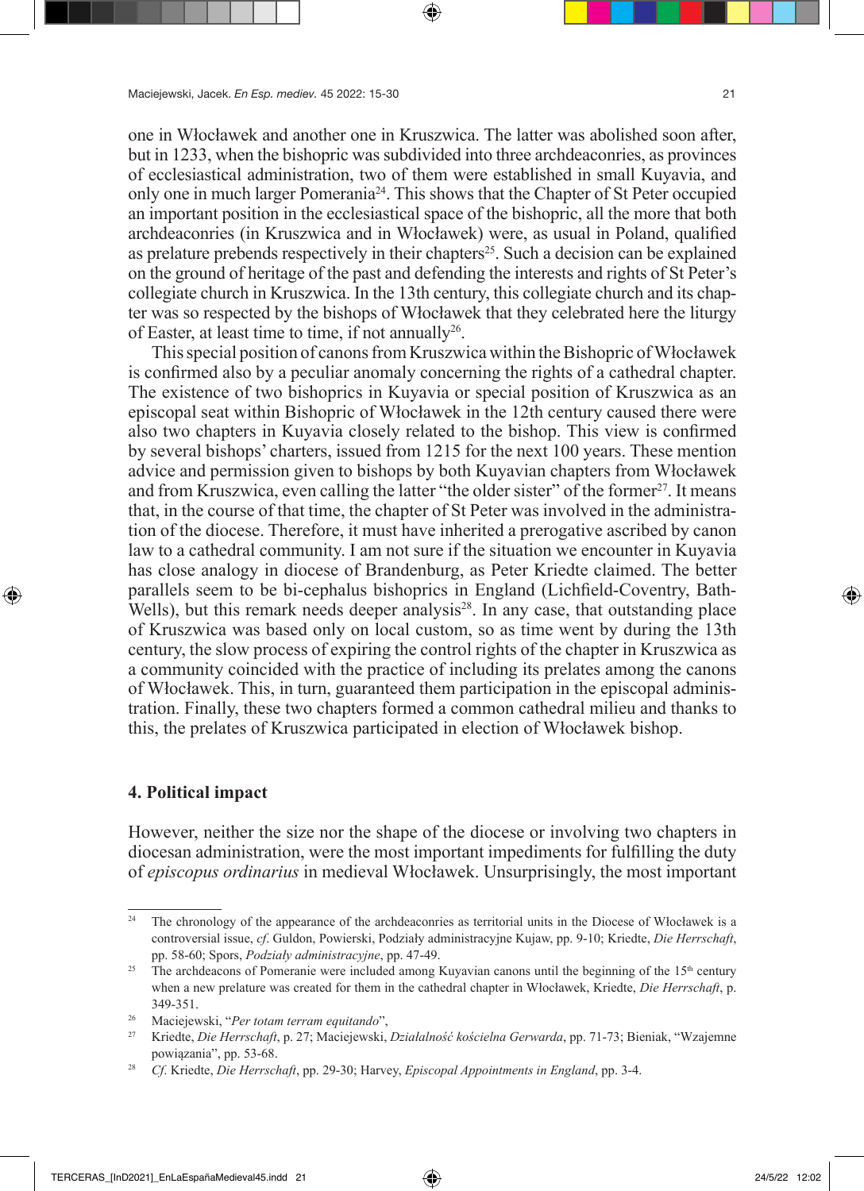one in Włocławek and another one in Kruszwica. The latter was abolished soon after, but in 1233, when the bishopric was subdivided into three archdeaconries, as provinces of ecclesiastical administration, two of them were established in small Kuyavia, and only one in much larger Pomerania[24]. This shows that the Chapter of St Peter occupied an important position in the ecclesiastical space of the bishopric, all the more that both archdeaconries (in Kruszwica and in Włocławek) were, as usual in Poland, qualified as prelature prebends respectively in their chapters[25]. Such a decision can be explained on the ground of heritage of the past and defending the interests and rights of St Peter's collegiate church in Kruszwica. In the 13th century, this collegiate church and its chapter was so respected by the bishops of Włocławek that they celebrated here the liturgy of Easter, at least time to time, if not annually[26].

This special position of canons from Kruszwica within the Bishopric of Włocławek is confirmed also by a peculiar anomaly concerning the rights of a cathedral chapter. The existence of two bishoprics in Kuyavia or special position of Kruszwica as an episcopal seat within Bishopric of Włocławek in the 12th century caused there were also two chapters in Kuyavia closely related to the bishop. This view is confirmed by several bishops' charters, issued from 1215 for the next 100 years. These mention advice and permission given to bishops by both Kuyavian chapters from Włocławek and from Kruszwica, even calling the latter "the older sister" of the former[27]. It means that, in the course of that time, the chapter of St Peter was involved in the administration of the diocese. Therefore, it must have inherited a prerogative ascribed by canon law to a cathedral community. I am not sure if the situation we encounter in Kuyavia has close analogy in diocese of Brandenburg, as Peter Kriedte claimed. The better parallels seem to be bi-cephalus bishoprics in England (Lichfield-Coventry, Bath-Wells), but this remark needs deeper analysis[28]. In any case, that outstanding place of Kruszwica was based only on local custom, so as time went by during the 13th century, the slow process of expiring the control rights of the chapter in Kruszwica as a community coincided with the practice of including its prelates among the canons of Włocławek. This, in turn, guaranteed them participation in the episcopal administration. Finally, these two chapters formed a common cathedral milieu and thanks to this, the prelates of Kruszwica participated in election of Włocławek bishop.

## 4. Political impact

However, neither the size nor the shape of the diocese or involving two chapters in diocesan administration, were the most important impediments for fulfilling the duty of *episcopus ordinarius* in medieval Włocławek. Unsurprisingly, the most important

---

[24] The chronology of the appearance of the archdeaconries as territorial units in the Diocese of Włocławek is a controversial issue, *cf*. Guldon, Powierski, Podziały administracyjne Kujaw, pp. 9-10; Kriedte, *Die Herrschaft*, pp. 58-60; Spors, *Podziały administracyjne*, pp. 47-49.

[25] The archdeacons of Pomeranie were included among Kuyavian canons until the beginning of the 15th century when a new prelature was created for them in the cathedral chapter in Włocławek, Kriedte, *Die Herrschaft*, p. 349-351.

[26] Maciejewski, "*Per totam terram equitando*",

[27] Kriedte, *Die Herrschaft*, p. 27; Maciejewski, *Działalność kościelna Gerwarda*, pp. 71-73; Bieniak, "Wzajemne powiązania", pp. 53-68.

[28] *Cf*. Kriedte, *Die Herrschaft*, pp. 29-30; Harvey, *Episcopal Appointments in England*, pp. 3-4.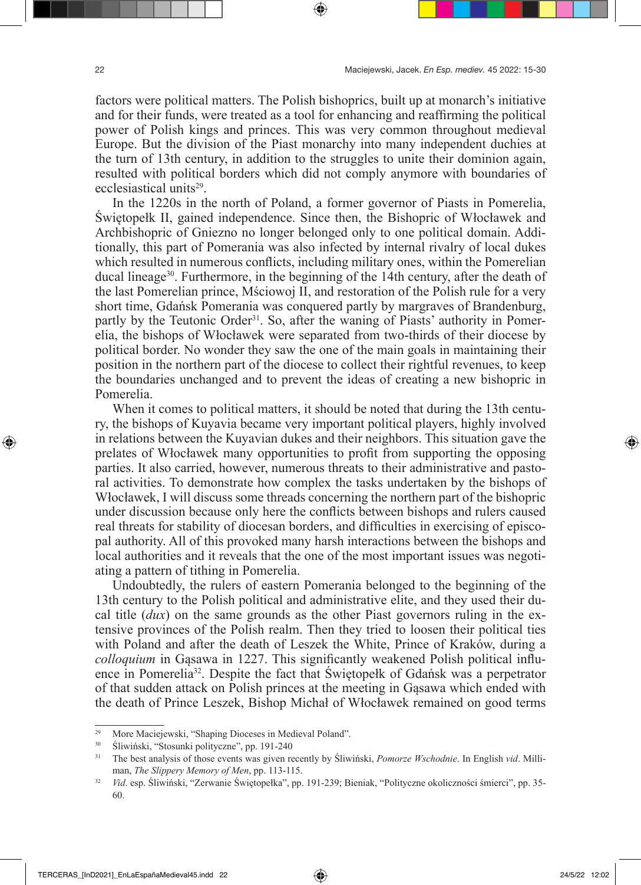factors were political matters. The Polish bishoprics, built up at monarch's initiative and for their funds, were treated as a tool for enhancing and reaffirming the political power of Polish kings and princes. This was very common throughout medieval Europe. But the division of the Piast monarchy into many independent duchies at the turn of 13th century, in addition to the struggles to unite their dominion again, resulted with political borders which did not comply anymore with boundaries of ecclesiastical units[29].

In the 1220s in the north of Poland, a former governor of Piasts in Pomerelia, Świętopełk II, gained independence. Since then, the Bishopric of Włocławek and Archbishopric of Gniezno no longer belonged only to one political domain. Additionally, this part of Pomerania was also infected by internal rivalry of local dukes which resulted in numerous conflicts, including military ones, within the Pomerelian ducal lineage[30]. Furthermore, in the beginning of the 14th century, after the death of the last Pomerelian prince, Mściowoj II, and restoration of the Polish rule for a very short time, Gdańsk Pomerania was conquered partly by margraves of Brandenburg, partly by the Teutonic Order[31]. So, after the waning of Piasts' authority in Pomerelia, the bishops of Włocławek were separated from two-thirds of their diocese by political border. No wonder they saw the one of the main goals in maintaining their position in the northern part of the diocese to collect their rightful revenues, to keep the boundaries unchanged and to prevent the ideas of creating a new bishopric in Pomerelia.

When it comes to political matters, it should be noted that during the 13th century, the bishops of Kuyavia became very important political players, highly involved in relations between the Kuyavian dukes and their neighbors. This situation gave the prelates of Włocławek many opportunities to profit from supporting the opposing parties. It also carried, however, numerous threats to their administrative and pastoral activities. To demonstrate how complex the tasks undertaken by the bishops of Włocławek, I will discuss some threads concerning the northern part of the bishopric under discussion because only here the conflicts between bishops and rulers caused real threats for stability of diocesan borders, and difficulties in exercising of episcopal authority. All of this provoked many harsh interactions between the bishops and local authorities and it reveals that the one of the most important issues was negotiating a pattern of tithing in Pomerelia.

Undoubtedly, the rulers of eastern Pomerania belonged to the beginning of the 13th century to the Polish political and administrative elite, and they used their ducal title (*dux*) on the same grounds as the other Piast governors ruling in the extensive provinces of the Polish realm. Then they tried to loosen their political ties with Poland and after the death of Leszek the White, Prince of Kraków, during a *colloquium* in Gąsawa in 1227. This significantly weakened Polish political influence in Pomerelia[32]. Despite the fact that Świętopełk of Gdańsk was a perpetrator of that sudden attack on Polish princes at the meeting in Gąsawa which ended with the death of Prince Leszek, Bishop Michał of Włocławek remained on good terms

---

[29] More Maciejewski, "Shaping Dioceses in Medieval Poland".

[30] Śliwiński, "Stosunki polityczne", pp. 191-240

[31] The best analysis of those events was given recently by Śliwiński, *Pomorze Wschodnie*. In English *vid*. Milliman, *The Slippery Memory of Men*, pp. 113-115.

[32] *Vid*. esp. Śliwiński, "Zerwanie Świętopełka", pp. 191-239; Bieniak, "Polityczne okoliczności śmierci", pp. 35-60.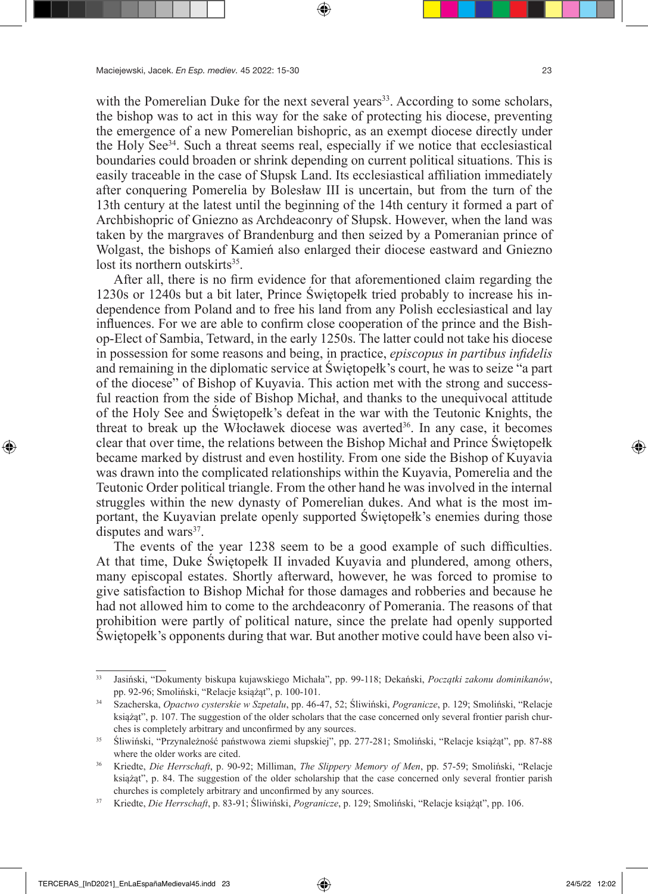with the Pomerelian Duke for the next several years[33]. According to some scholars, the bishop was to act in this way for the sake of protecting his diocese, preventing the emergence of a new Pomerelian bishopric, as an exempt diocese directly under the Holy See[34]. Such a threat seems real, especially if we notice that ecclesiastical boundaries could broaden or shrink depending on current political situations. This is easily traceable in the case of Słupsk Land. Its ecclesiastical affiliation immediately after conquering Pomerelia by Bolesław III is uncertain, but from the turn of the 13th century at the latest until the beginning of the 14th century it formed a part of Archbishopric of Gniezno as Archdeaconry of Słupsk. However, when the land was taken by the margraves of Brandenburg and then seized by a Pomeranian prince of Wolgast, the bishops of Kamień also enlarged their diocese eastward and Gniezno lost its northern outskirts[35].

After all, there is no firm evidence for that aforementioned claim regarding the 1230s or 1240s but a bit later, Prince Świętopełk tried probably to increase his independence from Poland and to free his land from any Polish ecclesiastical and lay influences. For we are able to confirm close cooperation of the prince and the Bishop-Elect of Sambia, Tetward, in the early 1250s. The latter could not take his diocese in possession for some reasons and being, in practice, *episcopus in partibus infidelis* and remaining in the diplomatic service at Świętopełk's court, he was to seize "a part of the diocese" of Bishop of Kuyavia. This action met with the strong and successful reaction from the side of Bishop Michał, and thanks to the unequivocal attitude of the Holy See and Świętopełk's defeat in the war with the Teutonic Knights, the threat to break up the Włocławek diocese was averted[36]. In any case, it becomes clear that over time, the relations between the Bishop Michał and Prince Świętopełk became marked by distrust and even hostility. From one side the Bishop of Kuyavia was drawn into the complicated relationships within the Kuyavia, Pomerelia and the Teutonic Order political triangle. From the other hand he was involved in the internal struggles within the new dynasty of Pomerelian dukes. And what is the most important, the Kuyavian prelate openly supported Świętopełk's enemies during those disputes and wars[37].

The events of the year 1238 seem to be a good example of such difficulties. At that time, Duke Świętopełk II invaded Kuyavia and plundered, among others, many episcopal estates. Shortly afterward, however, he was forced to promise to give satisfaction to Bishop Michał for those damages and robberies and because he had not allowed him to come to the archdeaconry of Pomerania. The reasons of that prohibition were partly of political nature, since the prelate had openly supported Świętopełk's opponents during that war. But another motive could have been also vi-

---

[33] Jasiński, "Dokumenty biskupa kujawskiego Michała", pp. 99-118; Dekański, *Początki zakonu dominikanów*, pp. 92-96; Smoliński, "Relacje książąt", p. 100-101.

[34] Szacherska, *Opactwo cysterskie w Szpetalu*, pp. 46-47, 52; Śliwiński, *Pogranicze*, p. 129; Smoliński, "Relacje książąt", p. 107. The suggestion of the older scholars that the case concerned only several frontier parish churches is completely arbitrary and unconfirmed by any sources.

[35] Śliwiński, "Przynależność państwowa ziemi słupskiej", pp. 277-281; Smoliński, "Relacje książąt", pp. 87-88 where the older works are cited.

[36] Kriedte, *Die Herrschaft*, p. 90-92; Milliman, *The Slippery Memory of Men*, pp. 57-59; Smoliński, "Relacje książąt", p. 84. The suggestion of the older scholarship that the case concerned only several frontier parish churches is completely arbitrary and unconfirmed by any sources.

[37] Kriedte, *Die Herrschaft*, p. 83-91; Śliwiński, *Pogranicze*, p. 129; Smoliński, "Relacje książąt", pp. 106.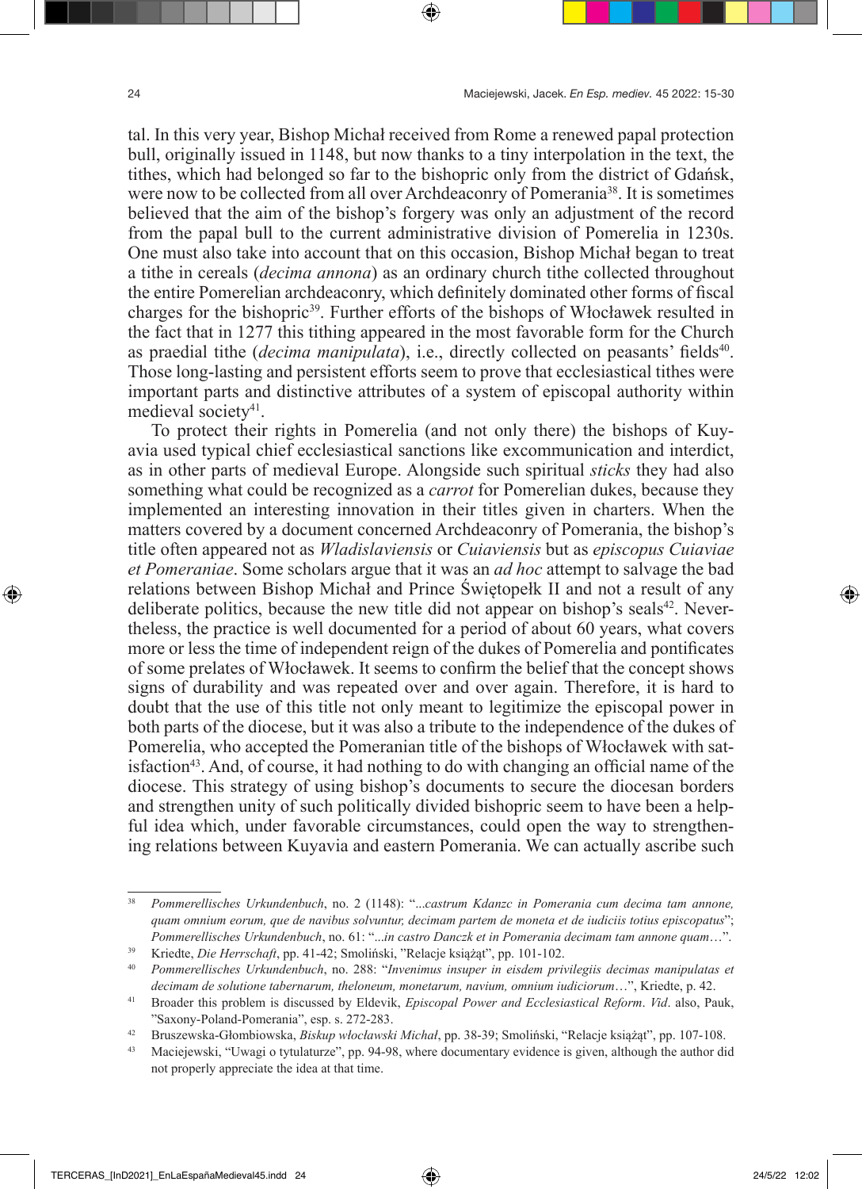tal. In this very year, Bishop Michał received from Rome a renewed papal protection bull, originally issued in 1148, but now thanks to a tiny interpolation in the text, the tithes, which had belonged so far to the bishopric only from the district of Gdańsk, were now to be collected from all over Archdeaconry of Pomerania[38]. It is sometimes believed that the aim of the bishop's forgery was only an adjustment of the record from the papal bull to the current administrative division of Pomerelia in 1230s. One must also take into account that on this occasion, Bishop Michał began to treat a tithe in cereals (*decima annona*) as an ordinary church tithe collected throughout the entire Pomerelian archdeaconry, which definitely dominated other forms of fiscal charges for the bishopric[39]. Further efforts of the bishops of Włocławek resulted in the fact that in 1277 this tithing appeared in the most favorable form for the Church as praedial tithe (*decima manipulata*), i.e., directly collected on peasants' fields[40]. Those long-lasting and persistent efforts seem to prove that ecclesiastical tithes were important parts and distinctive attributes of a system of episcopal authority within medieval society[41].

To protect their rights in Pomerelia (and not only there) the bishops of Kuyavia used typical chief ecclesiastical sanctions like excommunication and interdict, as in other parts of medieval Europe. Alongside such spiritual *sticks* they had also something what could be recognized as a *carrot* for Pomerelian dukes, because they implemented an interesting innovation in their titles given in charters. When the matters covered by a document concerned Archdeaconry of Pomerania, the bishop's title often appeared not as *Wladislaviensis* or *Cuiaviensis* but as *episcopus Cuiaviae et Pomeraniae*. Some scholars argue that it was an *ad hoc* attempt to salvage the bad relations between Bishop Michał and Prince Świętopełk II and not a result of any deliberate politics, because the new title did not appear on bishop's seals[42]. Nevertheless, the practice is well documented for a period of about 60 years, what covers more or less the time of independent reign of the dukes of Pomerelia and pontificates of some prelates of Włocławek. It seems to confirm the belief that the concept shows signs of durability and was repeated over and over again. Therefore, it is hard to doubt that the use of this title not only meant to legitimize the episcopal power in both parts of the diocese, but it was also a tribute to the independence of the dukes of Pomerelia, who accepted the Pomeranian title of the bishops of Włocławek with satisfaction[43]. And, of course, it had nothing to do with changing an official name of the diocese. This strategy of using bishop's documents to secure the diocesan borders and strengthen unity of such politically divided bishopric seem to have been a helpful idea which, under favorable circumstances, could open the way to strengthening relations between Kuyavia and eastern Pomerania. We can actually ascribe such

---

[38] *Pommerellisches Urkundenbuch*, no. 2 (1148): "*...castrum Kdanzc in Pomerania cum decima tam annone, quam omnium eorum, que de navibus solvuntur, decimam partem de moneta et de iudiciis totius episcopatus*"; *Pommerellisches Urkundenbuch*, no. 61: "*...in castro Danczk et in Pomerania decimam tam annone quam…*".

[39] Kriedte, *Die Herrschaft*, pp. 41-42; Smoliński, "Relacje książąt", pp. 101-102.

[40] *Pommerellisches Urkundenbuch*, no. 288: "*Invenimus insuper in eisdem privilegiis decimas manipulatas et decimam de solutione tabernarum, theloneum, monetarum, navium, omnium iudiciorum…*", Kriedte, p. 42.

[41] Broader this problem is discussed by Eldevik, *Episcopal Power and Ecclesiastical Reform*. *Vid*. also, Pauk, "Saxony-Poland-Pomerania", esp. s. 272-283.

[42] Bruszewska-Głombiowska, *Biskup włocławski Michał*, pp. 38-39; Smoliński, "Relacje książąt", pp. 107-108.

[43] Maciejewski, "Uwagi o tytulaturze", pp. 94-98, where documentary evidence is given, although the author did not properly appreciate the idea at that time.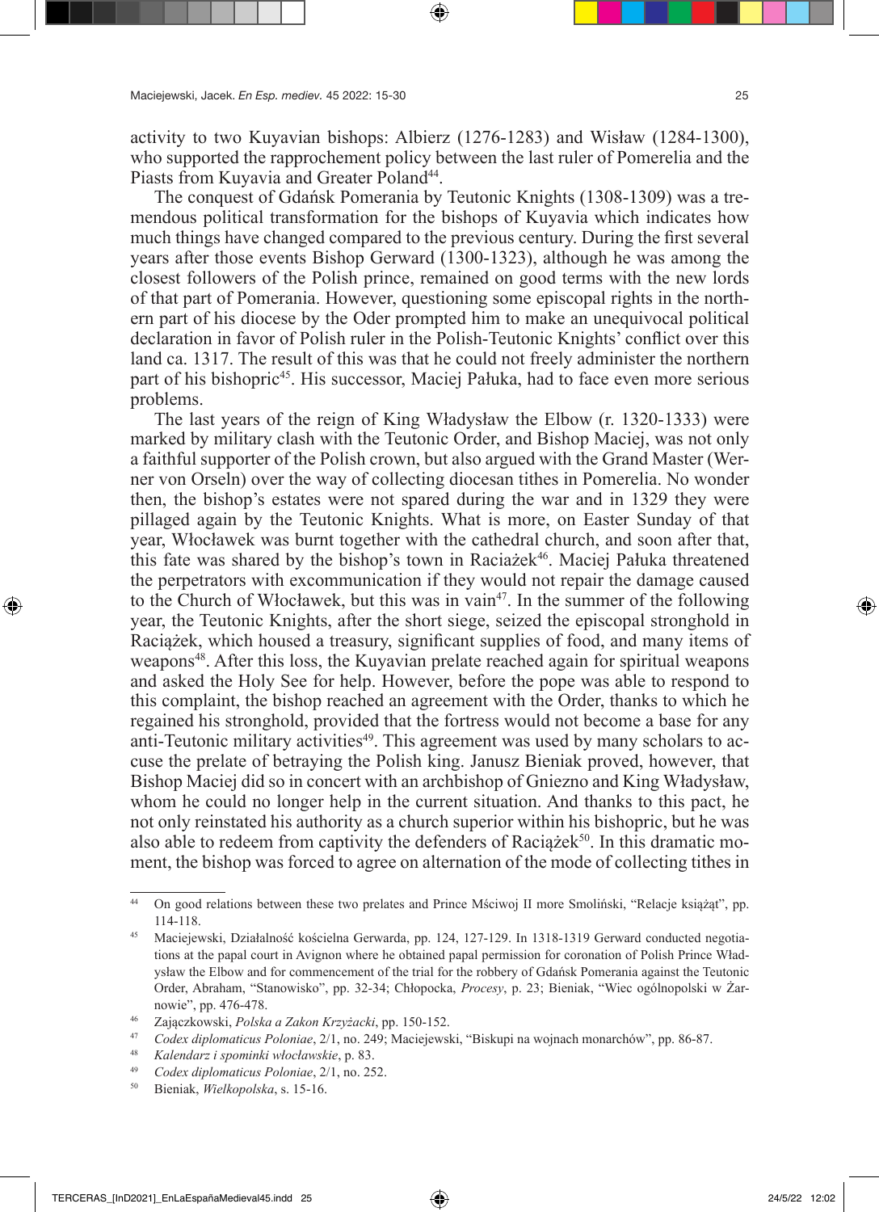activity to two Kuyavian bishops: Albierz (1276-1283) and Wisław (1284-1300), who supported the rapprochement policy between the last ruler of Pomerelia and the Piasts from Kuyavia and Greater Poland[44].

The conquest of Gdańsk Pomerania by Teutonic Knights (1308-1309) was a tremendous political transformation for the bishops of Kuyavia which indicates how much things have changed compared to the previous century. During the first several years after those events Bishop Gerward (1300-1323), although he was among the closest followers of the Polish prince, remained on good terms with the new lords of that part of Pomerania. However, questioning some episcopal rights in the northern part of his diocese by the Oder prompted him to make an unequivocal political declaration in favor of Polish ruler in the Polish-Teutonic Knights' conflict over this land ca. 1317. The result of this was that he could not freely administer the northern part of his bishopric[45]. His successor, Maciej Pałuka, had to face even more serious problems.

The last years of the reign of King Władysław the Elbow (r. 1320-1333) were marked by military clash with the Teutonic Order, and Bishop Maciej, was not only a faithful supporter of the Polish crown, but also argued with the Grand Master (Werner von Orseln) over the way of collecting diocesan tithes in Pomerelia. No wonder then, the bishop's estates were not spared during the war and in 1329 they were pillaged again by the Teutonic Knights. What is more, on Easter Sunday of that year, Włocławek was burnt together with the cathedral church, and soon after that, this fate was shared by the bishop's town in Raciażek[46]. Maciej Pałuka threatened the perpetrators with excommunication if they would not repair the damage caused to the Church of Włocławek, but this was in vain[47]. In the summer of the following year, the Teutonic Knights, after the short siege, seized the episcopal stronghold in Raciążek, which housed a treasury, significant supplies of food, and many items of weapons[48]. After this loss, the Kuyavian prelate reached again for spiritual weapons and asked the Holy See for help. However, before the pope was able to respond to this complaint, the bishop reached an agreement with the Order, thanks to which he regained his stronghold, provided that the fortress would not become a base for any anti-Teutonic military activities[49]. This agreement was used by many scholars to accuse the prelate of betraying the Polish king. Janusz Bieniak proved, however, that Bishop Maciej did so in concert with an archbishop of Gniezno and King Władysław, whom he could no longer help in the current situation. And thanks to this pact, he not only reinstated his authority as a church superior within his bishopric, but he was also able to redeem from captivity the defenders of Raciążek[50]. In this dramatic moment, the bishop was forced to agree on alternation of the mode of collecting tithes in

---

[44] On good relations between these two prelates and Prince Mściwoj II more Smoliński, "Relacje książąt", pp. 114-118.

[45] Maciejewski, Działalność kościelna Gerwarda, pp. 124, 127-129. In 1318-1319 Gerward conducted negotiations at the papal court in Avignon where he obtained papal permission for coronation of Polish Prince Władysław the Elbow and for commencement of the trial for the robbery of Gdańsk Pomerania against the Teutonic Order, Abraham, "Stanowisko", pp. 32-34; Chłopocka, *Procesy*, p. 23; Bieniak, "Wiec ogólnopolski w Żarnowie", pp. 476-478.

[46] Zajączkowski, *Polska a Zakon Krzyżacki*, pp. 150-152.

[47] *Codex diplomaticus Poloniae*, 2/1, no. 249; Maciejewski, "Biskupi na wojnach monarchów", pp. 86-87.

[48] *Kalendarz i spominki włocławskie*, p. 83.

[49] *Codex diplomaticus Poloniae*, 2/1, no. 252.

[50] Bieniak, *Wielkopolska*, s. 15-16.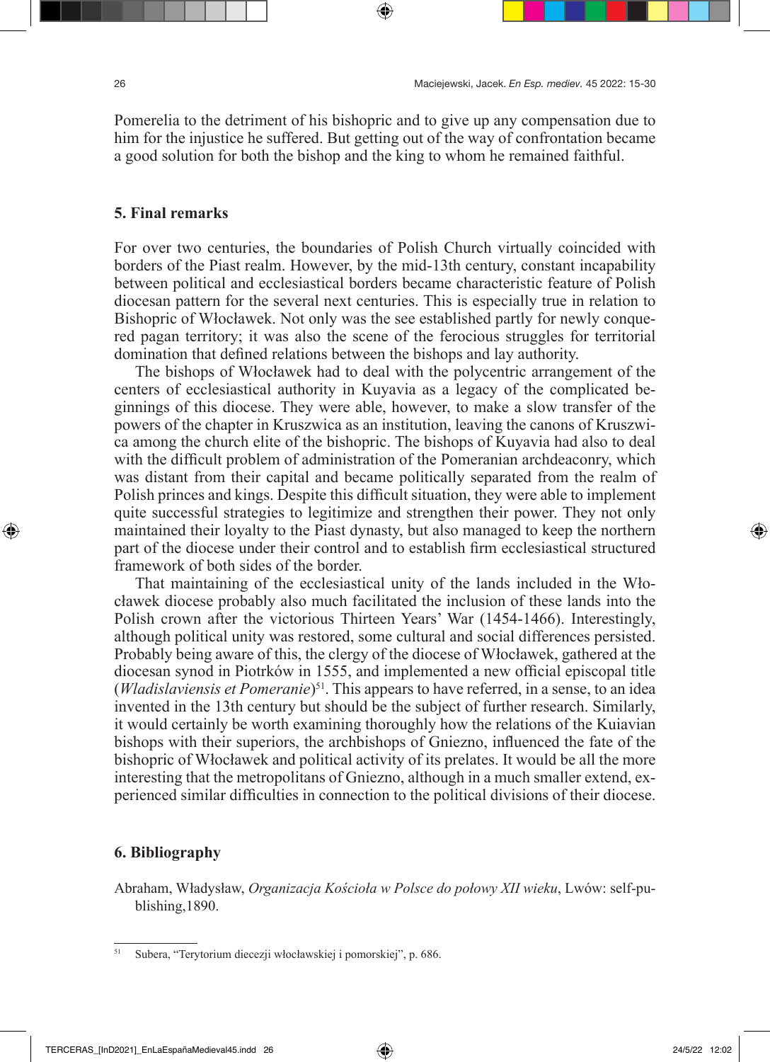Pomerelia to the detriment of his bishopric and to give up any compensation due to him for the injustice he suffered. But getting out of the way of confrontation became a good solution for both the bishop and the king to whom he remained faithful.

## 5. Final remarks

For over two centuries, the boundaries of Polish Church virtually coincided with borders of the Piast realm. However, by the mid-13th century, constant incapability between political and ecclesiastical borders became characteristic feature of Polish diocesan pattern for the several next centuries. This is especially true in relation to Bishopric of Włocławek. Not only was the see established partly for newly conquered pagan territory; it was also the scene of the ferocious struggles for territorial domination that defined relations between the bishops and lay authority.

The bishops of Włocławek had to deal with the polycentric arrangement of the centers of ecclesiastical authority in Kuyavia as a legacy of the complicated beginnings of this diocese. They were able, however, to make a slow transfer of the powers of the chapter in Kruszwica as an institution, leaving the canons of Kruszwica among the church elite of the bishopric. The bishops of Kuyavia had also to deal with the difficult problem of administration of the Pomeranian archdeaconry, which was distant from their capital and became politically separated from the realm of Polish princes and kings. Despite this difficult situation, they were able to implement quite successful strategies to legitimize and strengthen their power. They not only maintained their loyalty to the Piast dynasty, but also managed to keep the northern part of the diocese under their control and to establish firm ecclesiastical structured framework of both sides of the border.

That maintaining of the ecclesiastical unity of the lands included in the Włocławek diocese probably also much facilitated the inclusion of these lands into the Polish crown after the victorious Thirteen Years' War (1454-1466). Interestingly, although political unity was restored, some cultural and social differences persisted. Probably being aware of this, the clergy of the diocese of Włocławek, gathered at the diocesan synod in Piotrków in 1555, and implemented a new official episcopal title (*Wladislaviensis et Pomeranie*)[51]. This appears to have referred, in a sense, to an idea invented in the 13th century but should be the subject of further research. Similarly, it would certainly be worth examining thoroughly how the relations of the Kuiavian bishops with their superiors, the archbishops of Gniezno, influenced the fate of the bishopric of Włocławek and political activity of its prelates. It would be all the more interesting that the metropolitans of Gniezno, although in a much smaller extend, experienced similar difficulties in connection to the political divisions of their diocese.

## 6. Bibliography

Abraham, Władysław, *Organizacja Kościoła w Polsce do połowy XII wieku*, Lwów: self-publishing,1890.

---

[51] Subera, "Terytorium diecezji włocławskiej i pomorskiej", p. 686.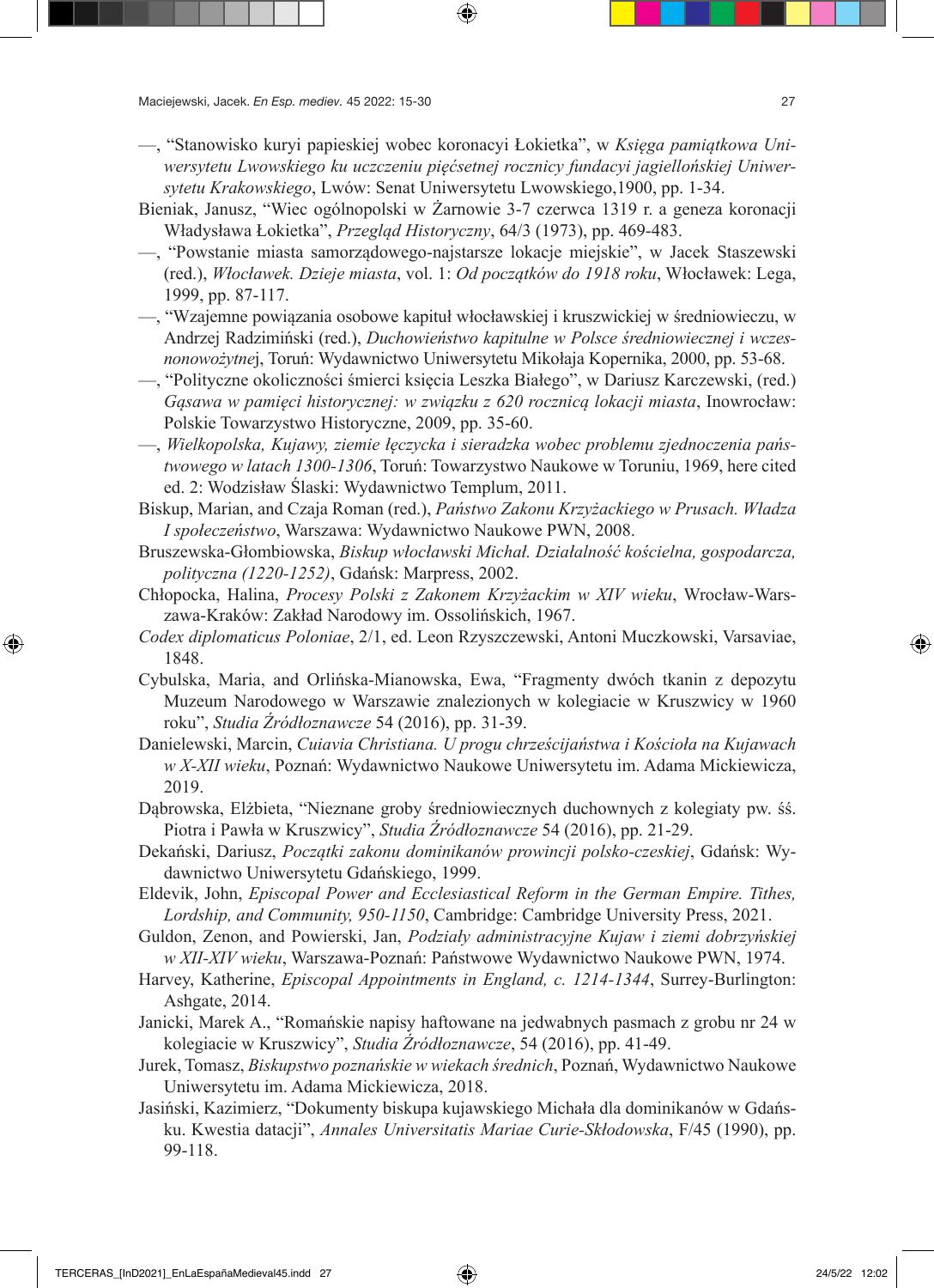—, "Stanowisko kuryi papieskiej wobec koronacyi Łokietka", w *Księga pamiątkowa Uniwersytetu Lwowskiego ku uczczeniu pięćsetnej rocznicy fundacyi jagiellońskiej Uniwersytetu Krakowskiego*, Lwów: Senat Uniwersytetu Lwowskiego,1900, pp. 1-34.

Bieniak, Janusz, "Wiec ogólnopolski w Żarnowie 3-7 czerwca 1319 r. a geneza koronacji Władysława Łokietka", *Przegląd Historyczny*, 64/3 (1973), pp. 469-483.

—, "Powstanie miasta samorządowego-najstarsze lokacje miejskie", w Jacek Staszewski (red.), *Włocławek. Dzieje miasta*, vol. 1: *Od początków do 1918 roku*, Włocławek: Lega, 1999, pp. 87-117.

—, "Wzajemne powiązania osobowe kapituł włocławskiej i kruszwickiej w średniowieczu, w Andrzej Radzimiński (red.), *Duchowieństwo kapitulne w Polsce średniowiecznej i wczesnonowożytne*j, Toruń: Wydawnictwo Uniwersytetu Mikołaja Kopernika, 2000, pp. 53-68.

—, "Polityczne okoliczności śmierci księcia Leszka Białego", w Dariusz Karczewski, (red.) *Gąsawa w pamięci historycznej: w związku z 620 rocznicą lokacji miasta*, Inowrocław: Polskie Towarzystwo Historyczne, 2009, pp. 35-60.

—, *Wielkopolska, Kujawy, ziemie łęczycka i sieradzka wobec problemu zjednoczenia państwowego w latach 1300-1306*, Toruń: Towarzystwo Naukowe w Toruniu, 1969, here cited ed. 2: Wodzisław Śląski: Wydawnictwo Templum, 2011.

Biskup, Marian, and Czaja Roman (red.), *Państwo Zakonu Krzyżackiego w Prusach. Władza I społeczeństwo*, Warszawa: Wydawnictwo Naukowe PWN, 2008.

Bruszewska-Głombiowska, *Biskup włocławski Michał. Działalność kościelna, gospodarcza, polityczna (1220-1252)*, Gdańsk: Marpress, 2002.

Chłopocka, Halina, *Procesy Polski z Zakonem Krzyżackim w XIV wieku*, Wrocław-Warszawa-Kraków: Zakład Narodowy im. Ossolińskich, 1967.

*Codex diplomaticus Poloniae*, 2/1, ed. Leon Rzyszczewski, Antoni Muczkowski, Varsaviae, 1848.

Cybulska, Maria, and Orlińska-Mianowska, Ewa, "Fragmenty dwóch tkanin z depozytu Muzeum Narodowego w Warszawie znalezionych w kolegiacie w Kruszwicy w 1960 roku", *Studia Źródłoznawcze* 54 (2016), pp. 31-39.

Danielewski, Marcin, *Cuiavia Christiana. U progu chrześcijaństwa i Kościoła na Kujawach w X-XII wieku*, Poznań: Wydawnictwo Naukowe Uniwersytetu im. Adama Mickiewicza, 2019.

Dąbrowska, Elżbieta, "Nieznane groby średniowiecznych duchownych z kolegiaty pw. śś. Piotra i Pawła w Kruszwicy", *Studia Źródłoznawcze* 54 (2016), pp. 21-29.

Dekański, Dariusz, *Początki zakonu dominikanów prowincji polsko-czeskiej*, Gdańsk: Wydawnictwo Uniwersytetu Gdańskiego, 1999.

Eldevik, John, *Episcopal Power and Ecclesiastical Reform in the German Empire. Tithes, Lordship, and Community, 950-1150*, Cambridge: Cambridge University Press, 2021.

Guldon, Zenon, and Powierski, Jan, *Podziały administracyjne Kujaw i ziemi dobrzyńskiej w XII-XIV wieku*, Warszawa-Poznań: Państwowe Wydawnictwo Naukowe PWN, 1974.

Harvey, Katherine, *Episcopal Appointments in England, c. 1214-1344*, Surrey-Burlington: Ashgate, 2014.

Janicki, Marek A., "Romańskie napisy haftowane na jedwabnych pasmach z grobu nr 24 w kolegiacie w Kruszwicy", *Studia Źródłoznawcze*, 54 (2016), pp. 41-49.

Jurek, Tomasz, *Biskupstwo poznańskie w wiekach średnich*, Poznań, Wydawnictwo Naukowe Uniwersytetu im. Adama Mickiewicza, 2018.

Jasiński, Kazimierz, "Dokumenty biskupa kujawskiego Michała dla dominikanów w Gdańsku. Kwestia datacji", *Annales Universitatis Mariae Curie-Skłodowska*, F/45 (1990), pp. 99-118.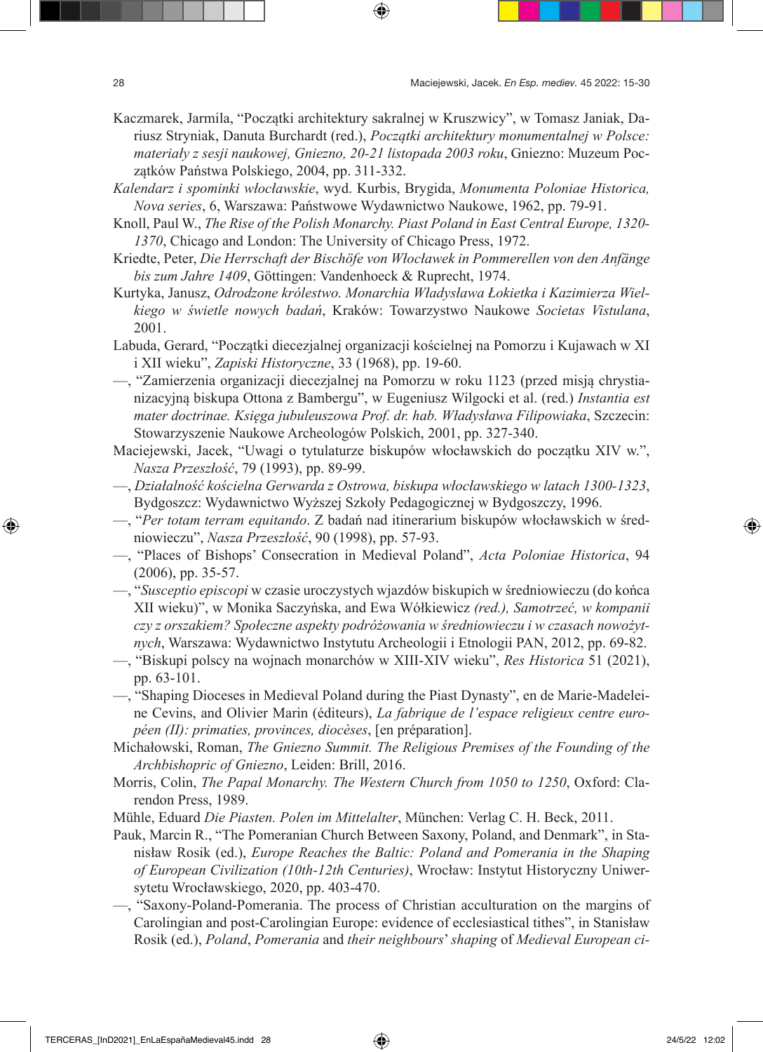Kaczmarek, Jarmila, "Początki architektury sakralnej w Kruszwicy", w Tomasz Janiak, Dariusz Stryniak, Danuta Burchardt (red.), *Początki architektury monumentalnej w Polsce: materiały z sesji naukowej, Gniezno, 20-21 listopada 2003 roku*, Gniezno: Muzeum Początków Państwa Polskiego, 2004, pp. 311-332.

*Kalendarz i spominki włocławskie*, wyd. Kurbis, Brygida, *Monumenta Poloniae Historica, Nova series*, 6, Warszawa: Państwowe Wydawnictwo Naukowe, 1962, pp. 79-91.

Knoll, Paul W., *The Rise of the Polish Monarchy. Piast Poland in East Central Europe, 1320-1370*, Chicago and London: The University of Chicago Press, 1972.

Kriedte, Peter, *Die Herrschaft der Bischöfe von Włocławek in Pommerellen von den Anfänge bis zum Jahre 1409*, Göttingen: Vandenhoeck & Ruprecht, 1974.

Kurtyka, Janusz, *Odrodzone królestwo. Monarchia Władysława Łokietka i Kazimierza Wielkiego w świetle nowych badań*, Kraków: Towarzystwo Naukowe *Societas Vistulana*, 2001.

Labuda, Gerard, "Początki diecezjalnej organizacji kościelnej na Pomorzu i Kujawach w XI i XII wieku", *Zapiski Historyczne*, 33 (1968), pp. 19-60.

—, "Zamierzenia organizacji diecezjalnej na Pomorzu w roku 1123 (przed misją chrystianizacyjną biskupa Ottona z Bambergu", w Eugeniusz Wilgocki et al. (red.) *Instantia est mater doctrinae. Księga jubuleuszowa Prof. dr. hab. Władysława Filipowiaka*, Szczecin: Stowarzyszenie Naukowe Archeologów Polskich, 2001, pp. 327-340.

Maciejewski, Jacek, "Uwagi o tytulaturze biskupów włocławskich do początku XIV w.", *Nasza Przeszłość*, 79 (1993), pp. 89-99.

—, *Działalność kościelna Gerwarda z Ostrowa, biskupa włocławskiego w latach 1300-1323*, Bydgoszcz: Wydawnictwo Wyższej Szkoły Pedagogicznej w Bydgoszczy, 1996.

—, "*Per totam terram equitando*. Z badań nad itinerarium biskupów włocławskich w średniowieczu", *Nasza Przeszłość*, 90 (1998), pp. 57-93.

—, "Places of Bishops' Consecration in Medieval Poland", *Acta Poloniae Historica*, 94 (2006), pp. 35-57.

—, "*Susceptio episcopi* w czasie uroczystych wjazdów biskupich w średniowieczu (do końca XII wieku)", w Monika Saczyńska, and Ewa Wółkiewicz *(red.), Samotrzeć, w kompanii czy z orszakiem? Społeczne aspekty podróżowania w średniowieczu i w czasach nowożytnych*, Warszawa: Wydawnictwo Instytutu Archeologii i Etnologii PAN, 2012, pp. 69-82.

—, "Biskupi polscy na wojnach monarchów w XIII-XIV wieku", *Res Historica* 51 (2021), pp. 63-101.

—, "Shaping Dioceses in Medieval Poland during the Piast Dynasty", en de Marie-Madeleine Cevins, and Olivier Marin (éditeurs), *La fabrique de l'espace religieux centre européen (II): primaties, provinces, diocèses*, [en préparation].

Michałowski, Roman, *The Gniezno Summit. The Religious Premises of the Founding of the Archbishopric of Gniezno*, Leiden: Brill, 2016.

Morris, Colin, *The Papal Monarchy. The Western Church from 1050 to 1250*, Oxford: Clarendon Press, 1989.

Mühle, Eduard *Die Piasten. Polen im Mittelalter*, München: Verlag C. H. Beck, 2011.

Pauk, Marcin R., "The Pomeranian Church Between Saxony, Poland, and Denmark", in Stanisław Rosik (ed.), *Europe Reaches the Baltic: Poland and Pomerania in the Shaping of European Civilization (10th-12th Centuries)*, Wrocław: Instytut Historyczny Uniwersytetu Wrocławskiego, 2020, pp. 403-470.

—, "Saxony-Poland-Pomerania. The process of Christian acculturation on the margins of Carolingian and post-Carolingian Europe: evidence of ecclesiastical tithes", in Stanisław Rosik (ed.), *Poland*, *Pomerania* and *their neighbours*' *shaping* of *Medieval European ci-*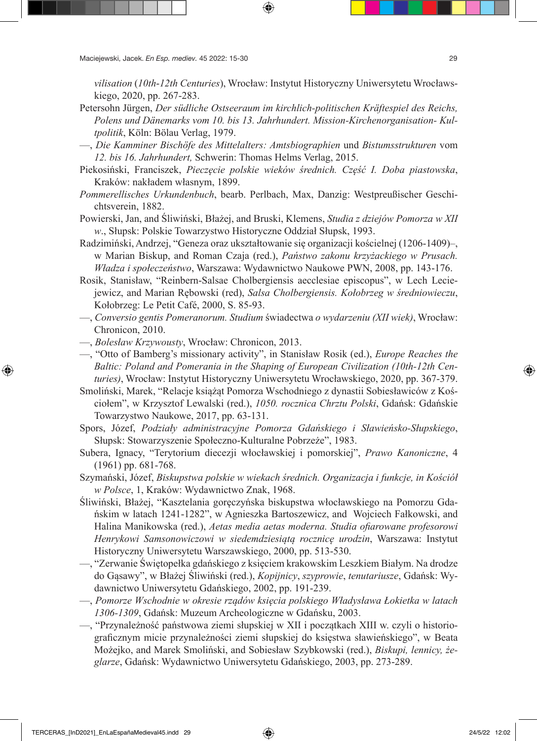*vilisation* (*10th-12th Centuries*), Wrocław: Instytut Historyczny Uniwersytetu Wrocławskiego, 2020, pp. 267-283.

Petersohn Jürgen, *Der südliche Ostseeraum im kirchlich-politischen Kräftespiel des Reichs, Polens und Dänemarks vom 10. bis 13. Jahrhundert. Mission-Kirchenorganisation- Kultpolitik*, Köln: Bölau Verlag, 1979.

—, *Die Kamminer Bischöfe des Mittelalters: Amtsbiographien* und *Bistumsstrukturen* vom *12. bis 16. Jahrhundert,* Schwerin: Thomas Helms Verlag, 2015.

Piekosiński, Franciszek, *Pieczęcie polskie wieków średnich. Część I. Doba piastowska*, Kraków: nakładem własnym, 1899.

*Pommerellisches Urkundenbuch*, bearb. Perlbach, Max, Danzig: Westpreußischer Geschichtsverein, 1882.

Powierski, Jan, and Śliwiński, Błażej, and Bruski, Klemens, *Studia z dziejów Pomorza w XII w*., Słupsk: Polskie Towarzystwo Historyczne Oddział Słupsk, 1993.

Radzimiński, Andrzej, "Geneza oraz ukształtowanie się organizacji kościelnej (1206-1409)–, w Marian Biskup, and Roman Czaja (red.), *Państwo zakonu krzyżackiego w Prusach. Władza i społeczeństwo*, Warszawa: Wydawnictwo Naukowe PWN, 2008, pp. 143-176.

Rosik, Stanisław, "Reinbern-Salsae Cholbergiensis aecclesiae episcopus", w Lech Leciejewicz, and Marian Rębowski (red), *Salsa Cholbergiensis. Kołobrzeg w średniowieczu*, Kołobrzeg: Le Petit Café, 2000, S. 85-93.

—, *Conversio gentis Pomeranorum. Studium* świadectwa *o wydarzeniu (XII wiek)*, Wrocław: Chronicon, 2010.

—, *Bolesław Krzywousty*, Wrocław: Chronicon, 2013.

—, "Otto of Bamberg's missionary activity", in Stanisław Rosik (ed.), *Europe Reaches the Baltic: Poland and Pomerania in the Shaping of European Civilization (10th-12th Centuries)*, Wrocław: Instytut Historyczny Uniwersytetu Wrocławskiego, 2020, pp. 367-379.

Smoliński, Marek, "Relacje książąt Pomorza Wschodniego z dynastii Sobiesławiców z Kościołem", w Krzysztof Lewalski (red.), *1050. rocznica Chrztu Polski*, Gdańsk: Gdańskie Towarzystwo Naukowe, 2017, pp. 63-131.

Spors, Józef, *Podziały administracyjne Pomorza Gdańskiego i Sławieńsko-Słupskiego*, Słupsk: Stowarzyszenie Społeczno-Kulturalne Pobrzeże", 1983.

Subera, Ignacy, "Terytorium diecezji włocławskiej i pomorskiej", *Prawo Kanoniczne*, 4 (1961) pp. 681-768.

Szymański, Józef, *Biskupstwa polskie w wiekach średnich. Organizacja i funkcje, in Kościół w Polsce*, 1, Kraków: Wydawnictwo Znak, 1968.

Śliwiński, Błażej, "Kasztelania goręczyńska biskupstwa włocławskiego na Pomorzu Gdańskim w latach 1241-1282", w Agnieszka Bartoszewicz, and Wojciech Fałkowski, and Halina Manikowska (red.), *Aetas media aetas moderna. Studia ofiarowane profesorowi Henrykowi Samsonowiczowi w siedemdziesiątą rocznicę urodzin*, Warszawa: Instytut Historyczny Uniwersytetu Warszawskiego, 2000, pp. 513-530.

—, "Zerwanie Świętopełka gdańskiego z księciem krakowskim Leszkiem Białym. Na drodze do Gąsawy", w Błażej Śliwiński (red.), *Kopijnicy*, *szyprowie*, *tenutariusze*, Gdańsk: Wydawnictwo Uniwersytetu Gdańskiego, 2002, pp. 191-239.

—, *Pomorze Wschodnie w okresie rządów księcia polskiego Władysława Łokietka w latach 1306-1309*, Gdańsk: Muzeum Archeologiczne w Gdańsku, 2003.

—, "Przynależność państwowa ziemi słupskiej w XII i początkach XIII w. czyli o historiograficznym micie przynależności ziemi słupskiej do księstwa sławieńskiego", w Beata Możejko, and Marek Smoliński, and Sobiesław Szybkowski (red.), *Biskupi, lennicy, żeglarze*, Gdańsk: Wydawnictwo Uniwersytetu Gdańskiego, 2003, pp. 273-289.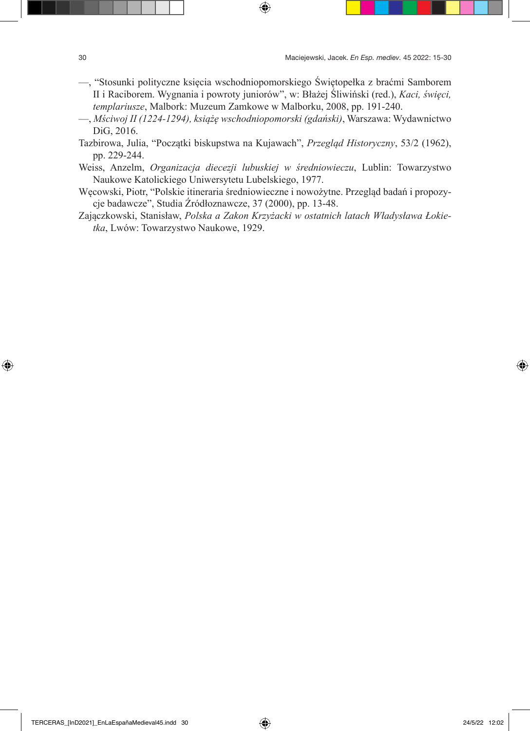—, "Stosunki polityczne księcia wschodniopomorskiego Świętopełka z braćmi Samborem II i Raciborem. Wygnania i powroty juniorów", w: Błażej Śliwiński (red.), *Kaci, święci, templariusze*, Malbork: Muzeum Zamkowe w Malborku, 2008, pp. 191-240.

—, *Mściwoj II (1224-1294), książę wschodniopomorski (gdański)*, Warszawa: Wydawnictwo DiG, 2016.

Tazbirowa, Julia, "Początki biskupstwa na Kujawach", *Przegląd Historyczny*, 53/2 (1962), pp. 229-244.

Weiss, Anzelm, *Organizacja diecezji lubuskiej w średniowieczu*, Lublin: Towarzystwo Naukowe Katolickiego Uniwersytetu Lubelskiego, 1977.

Węcowski, Piotr, "Polskie itineraria średniowieczne i nowożytne. Przegląd badań i propozycje badawcze", Studia Źródłoznawcze, 37 (2000), pp. 13-48.

Zajączkowski, Stanisław, *Polska a Zakon Krzyżacki w ostatnich latach Władysława Łokietka*, Lwów: Towarzystwo Naukowe, 1929.